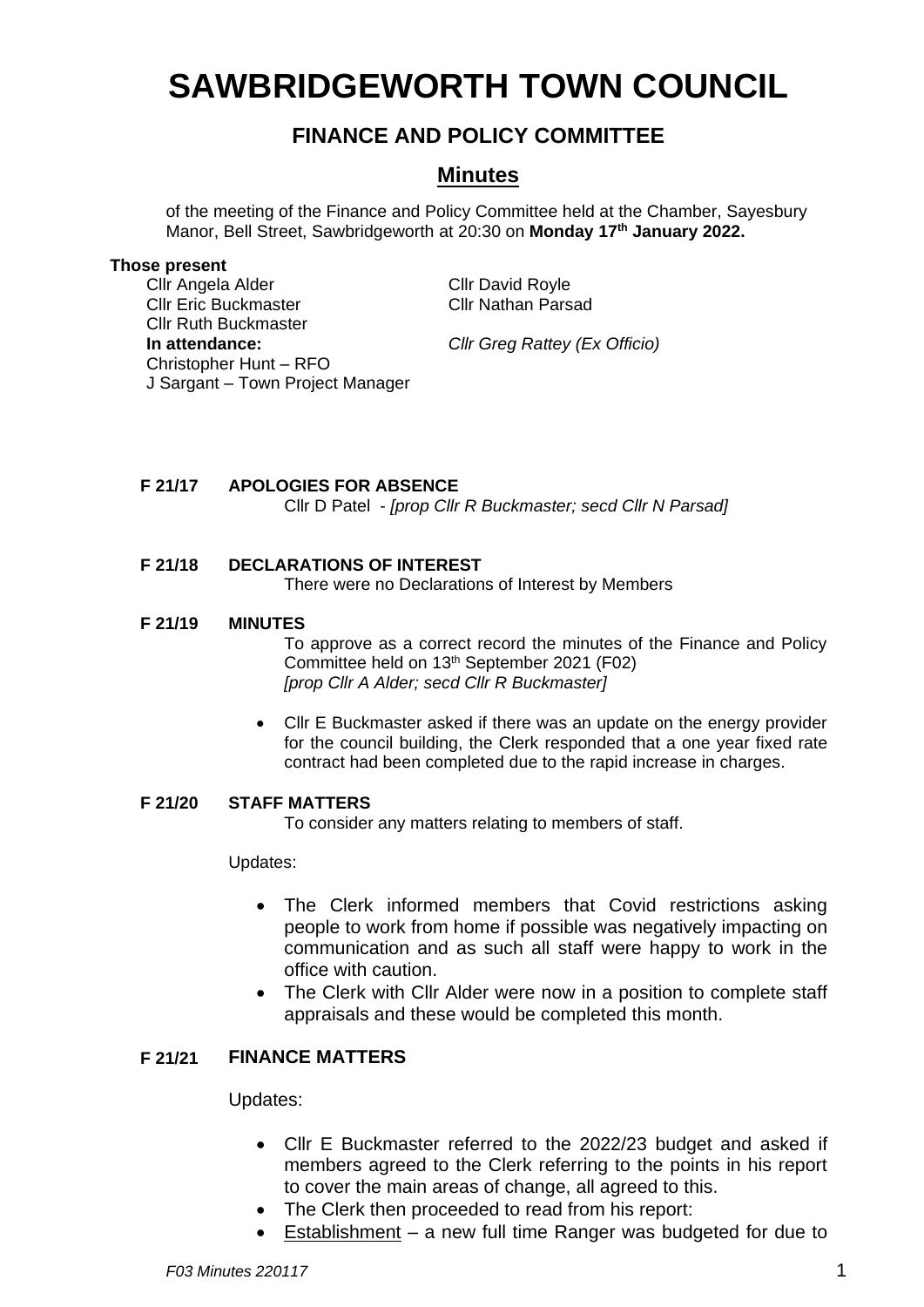# SAWBRIDGEWORTH TOWN COUNCIL

## FINANCE AND POLICY COMMITTEE

## Minutes

of the meeting of the Finance and Policy Committee held at the Chamber, Sayesbury Manor, Bell Street, Sawbridgeworth at 20:30 on **Monday 17th January 2022.**

**Those present**

Cllr Angela Alder
Cllr Eric Buckmaster
Cllr Ruth Buckmaster
Cllr David Royle
Cllr Nathan Parsad

**In attendance:**

*Cllr Greg Rattey (Ex Officio)*
Christopher Hunt – RFO
J Sargant – Town Project Manager

**F 21/17 APOLOGIES FOR ABSENCE**

Cllr D Patel - *[prop Cllr R Buckmaster; secd Cllr N Parsad]*

**F 21/18 DECLARATIONS OF INTEREST**

There were no Declarations of Interest by Members

**F 21/19 MINUTES**

To approve as a correct record the minutes of the Finance and Policy Committee held on 13th September 2021 (F02)
*[prop Cllr A Alder; secd Cllr R Buckmaster]*

- Cllr E Buckmaster asked if there was an update on the energy provider for the council building, the Clerk responded that a one year fixed rate contract had been completed due to the rapid increase in charges.

**F 21/20 STAFF MATTERS**

To consider any matters relating to members of staff.

Updates:

- The Clerk informed members that Covid restrictions asking people to work from home if possible was negatively impacting on communication and as such all staff were happy to work in the office with caution.
- The Clerk with Cllr Alder were now in a position to complete staff appraisals and these would be completed this month.

**F 21/21 FINANCE MATTERS**

Updates:

- Cllr E Buckmaster referred to the 2022/23 budget and asked if members agreed to the Clerk referring to the points in his report to cover the main areas of change, all agreed to this.
- The Clerk then proceeded to read from his report:
- Establishment – a new full time Ranger was budgeted for due to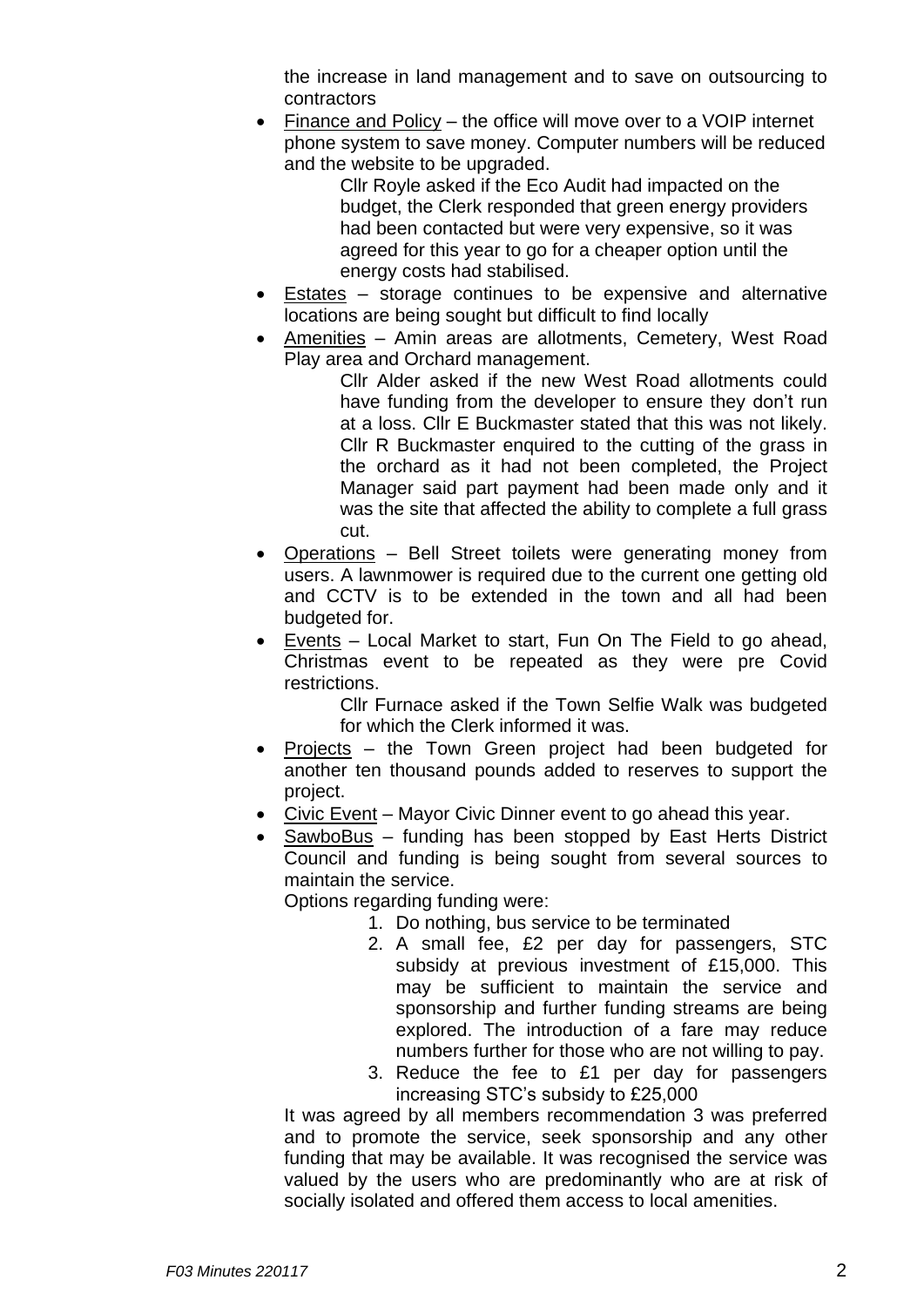the increase in land management and to save on outsourcing to contractors

- Finance and Policy – the office will move over to a VOIP internet phone system to save money. Computer numbers will be reduced and the website to be upgraded.

  Cllr Royle asked if the Eco Audit had impacted on the budget, the Clerk responded that green energy providers had been contacted but were very expensive, so it was agreed for this year to go for a cheaper option until the energy costs had stabilised.

- Estates – storage continues to be expensive and alternative locations are being sought but difficult to find locally
- Amenities – Amin areas are allotments, Cemetery, West Road Play area and Orchard management.

  Cllr Alder asked if the new West Road allotments could have funding from the developer to ensure they don't run at a loss. Cllr E Buckmaster stated that this was not likely. Cllr R Buckmaster enquired to the cutting of the grass in the orchard as it had not been completed, the Project Manager said part payment had been made only and it was the site that affected the ability to complete a full grass cut.

- Operations – Bell Street toilets were generating money from users. A lawnmower is required due to the current one getting old and CCTV is to be extended in the town and all had been budgeted for.
- Events – Local Market to start, Fun On The Field to go ahead, Christmas event to be repeated as they were pre Covid restrictions.

  Cllr Furnace asked if the Town Selfie Walk was budgeted for which the Clerk informed it was.

- Projects – the Town Green project had been budgeted for another ten thousand pounds added to reserves to support the project.
- Civic Event – Mayor Civic Dinner event to go ahead this year.
- SawboBus – funding has been stopped by East Herts District Council and funding is being sought from several sources to maintain the service.

  Options regarding funding were:

  1. Do nothing, bus service to be terminated
  2. A small fee, £2 per day for passengers, STC subsidy at previous investment of £15,000. This may be sufficient to maintain the service and sponsorship and further funding streams are being explored. The introduction of a fare may reduce numbers further for those who are not willing to pay.
  3. Reduce the fee to £1 per day for passengers increasing STC's subsidy to £25,000

  It was agreed by all members recommendation 3 was preferred and to promote the service, seek sponsorship and any other funding that may be available. It was recognised the service was valued by the users who are predominantly who are at risk of socially isolated and offered them access to local amenities.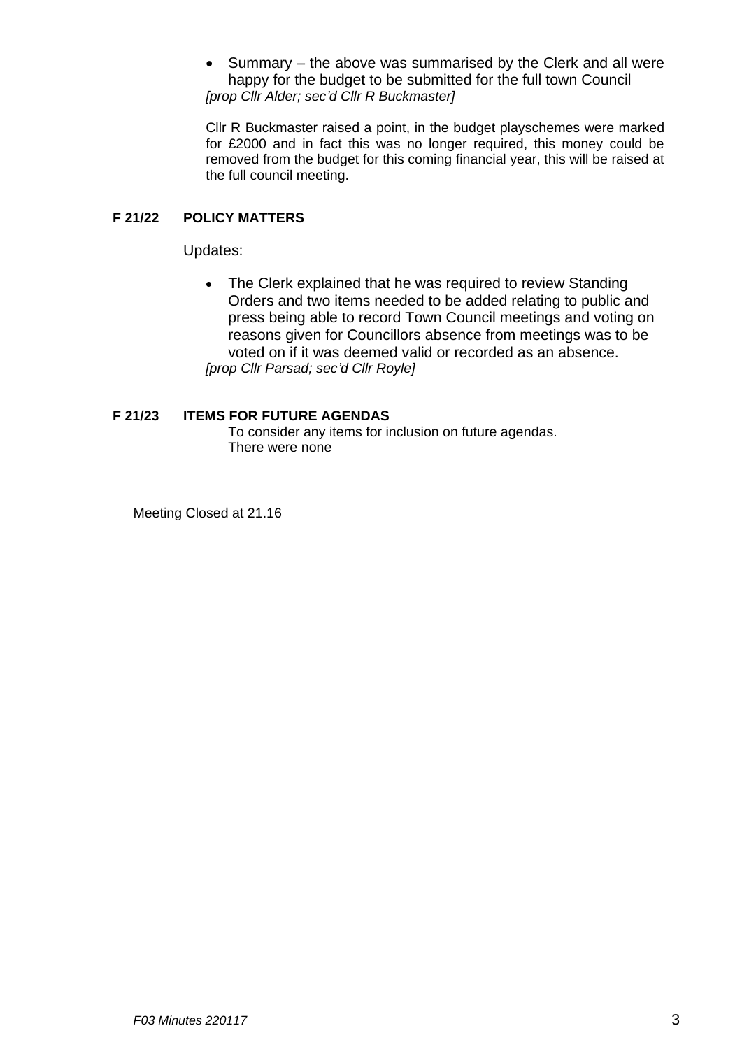- Summary – the above was summarised by the Clerk and all were happy for the budget to be submitted for the full town Council
  *[prop Cllr Alder; sec'd Cllr R Buckmaster]*

Cllr R Buckmaster raised a point, in the budget playschemes were marked for £2000 and in fact this was no longer required, this money could be removed from the budget for this coming financial year, this will be raised at the full council meeting.

**F 21/22 POLICY MATTERS**

Updates:

- The Clerk explained that he was required to review Standing Orders and two items needed to be added relating to public and press being able to record Town Council meetings and voting on reasons given for Councillors absence from meetings was to be voted on if it was deemed valid or recorded as an absence.
  *[prop Cllr Parsad; sec'd Cllr Royle]*

**F 21/23 ITEMS FOR FUTURE AGENDAS**

To consider any items for inclusion on future agendas.
There were none

Meeting Closed at 21.16